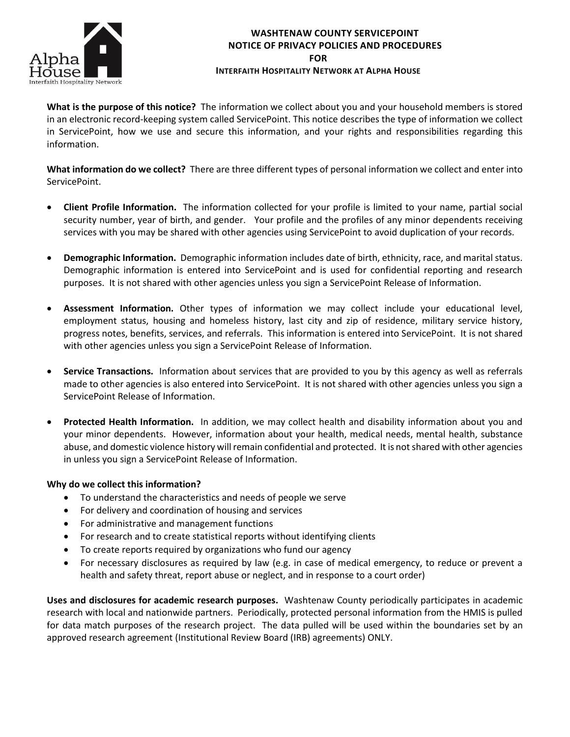# WASHTENAW COUNTY SERVICEPOINT NOTICE OF PRIVACY POLICIES AND PROCEDURES FOR INTERFAITH HOSPITALITY NETWORK AT ALPHA HOUSE

**What is the purpose of this notice?** The information we collect about you and your household members is stored in an electronic record-keeping system called ServicePoint. This notice describes the type of information we collect in ServicePoint, how we use and secure this information, and your rights and responsibilities regarding this information.

**What information do we collect?** There are three different types of personal information we collect and enter into ServicePoint.

- **Client Profile Information.** The information collected for your profile is limited to your name, partial social security number, year of birth, and gender. Your profile and the profiles of any minor dependents receiving services with you may be shared with other agencies using ServicePoint to avoid duplication of your records.
- **Demographic Information.** Demographic information includes date of birth, ethnicity, race, and marital status. Demographic information is entered into ServicePoint and is used for confidential reporting and research purposes. It is not shared with other agencies unless you sign a ServicePoint Release of Information.
- **Assessment Information.** Other types of information we may collect include your educational level, employment status, housing and homeless history, last city and zip of residence, military service history, progress notes, benefits, services, and referrals. This information is entered into ServicePoint. It is not shared with other agencies unless you sign a ServicePoint Release of Information.
- **Service Transactions.** Information about services that are provided to you by this agency as well as referrals made to other agencies is also entered into ServicePoint. It is not shared with other agencies unless you sign a ServicePoint Release of Information.
- **Protected Health Information.** In addition, we may collect health and disability information about you and your minor dependents. However, information about your health, medical needs, mental health, substance abuse, and domestic violence history will remain confidential and protected. It is not shared with other agencies in unless you sign a ServicePoint Release of Information.

**Why do we collect this information?**

- To understand the characteristics and needs of people we serve
- For delivery and coordination of housing and services
- For administrative and management functions
- For research and to create statistical reports without identifying clients
- To create reports required by organizations who fund our agency
- For necessary disclosures as required by law (e.g. in case of medical emergency, to reduce or prevent a health and safety threat, report abuse or neglect, and in response to a court order)

**Uses and disclosures for academic research purposes.** Washtenaw County periodically participates in academic research with local and nationwide partners. Periodically, protected personal information from the HMIS is pulled for data match purposes of the research project. The data pulled will be used within the boundaries set by an approved research agreement (Institutional Review Board (IRB) agreements) ONLY.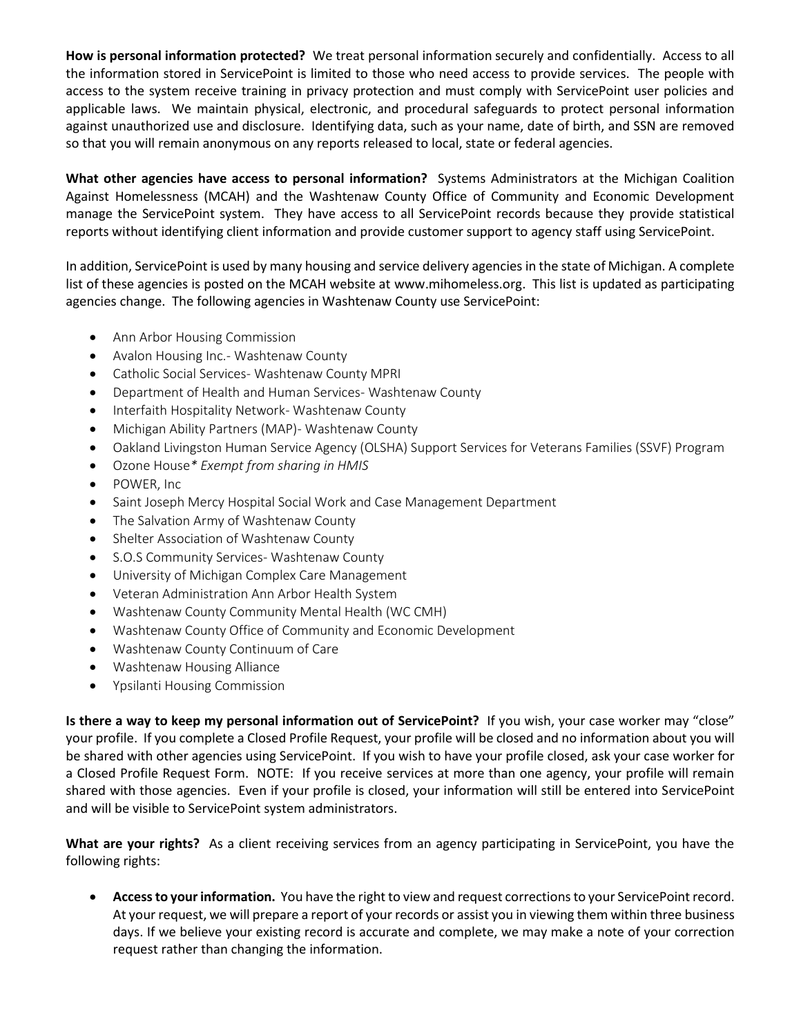**How is personal information protected?** We treat personal information securely and confidentially. Access to all the information stored in ServicePoint is limited to those who need access to provide services. The people with access to the system receive training in privacy protection and must comply with ServicePoint user policies and applicable laws. We maintain physical, electronic, and procedural safeguards to protect personal information against unauthorized use and disclosure. Identifying data, such as your name, date of birth, and SSN are removed so that you will remain anonymous on any reports released to local, state or federal agencies.

**What other agencies have access to personal information?** Systems Administrators at the Michigan Coalition Against Homelessness (MCAH) and the Washtenaw County Office of Community and Economic Development manage the ServicePoint system. They have access to all ServicePoint records because they provide statistical reports without identifying client information and provide customer support to agency staff using ServicePoint.

In addition, ServicePoint is used by many housing and service delivery agencies in the state of Michigan. A complete list of these agencies is posted on the MCAH website at www.mihomeless.org. This list is updated as participating agencies change. The following agencies in Washtenaw County use ServicePoint:

- Ann Arbor Housing Commission
- Avalon Housing Inc.- Washtenaw County
- Catholic Social Services- Washtenaw County MPRI
- Department of Health and Human Services- Washtenaw County
- Interfaith Hospitality Network- Washtenaw County
- Michigan Ability Partners (MAP)- Washtenaw County
- Oakland Livingston Human Service Agency (OLSHA) Support Services for Veterans Families (SSVF) Program
- Ozone House* *Exempt from sharing in HMIS*
- POWER, Inc
- Saint Joseph Mercy Hospital Social Work and Case Management Department
- The Salvation Army of Washtenaw County
- Shelter Association of Washtenaw County
- S.O.S Community Services- Washtenaw County
- University of Michigan Complex Care Management
- Veteran Administration Ann Arbor Health System
- Washtenaw County Community Mental Health (WC CMH)
- Washtenaw County Office of Community and Economic Development
- Washtenaw County Continuum of Care
- Washtenaw Housing Alliance
- Ypsilanti Housing Commission

**Is there a way to keep my personal information out of ServicePoint?** If you wish, your case worker may "close" your profile. If you complete a Closed Profile Request, your profile will be closed and no information about you will be shared with other agencies using ServicePoint. If you wish to have your profile closed, ask your case worker for a Closed Profile Request Form. NOTE: If you receive services at more than one agency, your profile will remain shared with those agencies. Even if your profile is closed, your information will still be entered into ServicePoint and will be visible to ServicePoint system administrators.

**What are your rights?** As a client receiving services from an agency participating in ServicePoint, you have the following rights:

- **Access to your information.** You have the right to view and request corrections to your ServicePoint record. At your request, we will prepare a report of your records or assist you in viewing them within three business days. If we believe your existing record is accurate and complete, we may make a note of your correction request rather than changing the information.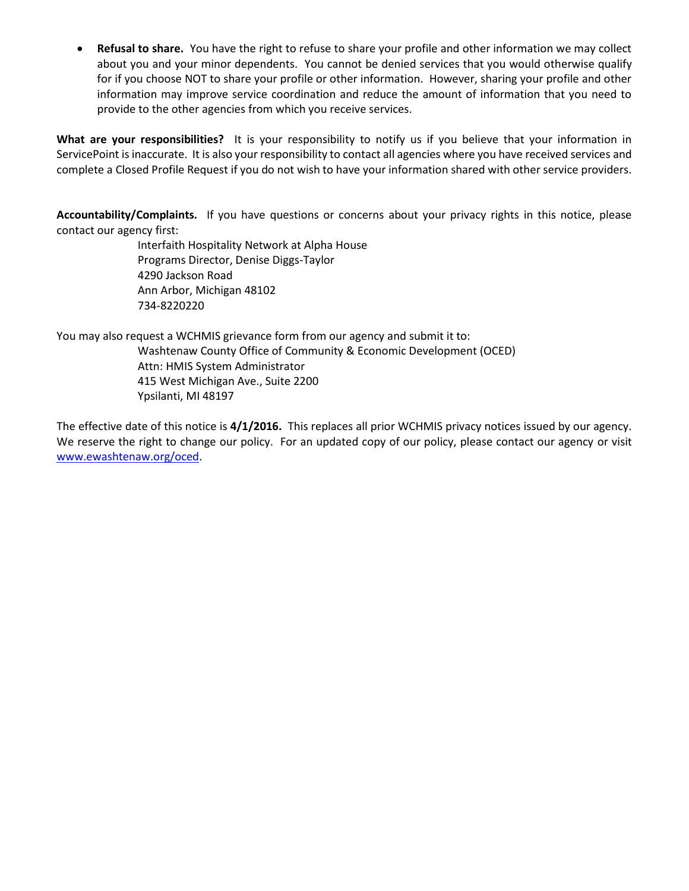- **Refusal to share.** You have the right to refuse to share your profile and other information we may collect about you and your minor dependents. You cannot be denied services that you would otherwise qualify for if you choose NOT to share your profile or other information. However, sharing your profile and other information may improve service coordination and reduce the amount of information that you need to provide to the other agencies from which you receive services.

**What are your responsibilities?** It is your responsibility to notify us if you believe that your information in ServicePoint is inaccurate. It is also your responsibility to contact all agencies where you have received services and complete a Closed Profile Request if you do not wish to have your information shared with other service providers.

**Accountability/Complaints.** If you have questions or concerns about your privacy rights in this notice, please contact our agency first:

Interfaith Hospitality Network at Alpha House
Programs Director, Denise Diggs-Taylor
4290 Jackson Road
Ann Arbor, Michigan 48102
734-8220220

You may also request a WCHMIS grievance form from our agency and submit it to:

Washtenaw County Office of Community & Economic Development (OCED)
Attn: HMIS System Administrator
415 West Michigan Ave., Suite 2200
Ypsilanti, MI 48197

The effective date of this notice is **4/1/2016.** This replaces all prior WCHMIS privacy notices issued by our agency. We reserve the right to change our policy. For an updated copy of our policy, please contact our agency or visit [www.ewashtenaw.org/oced](http://www.ewashtenaw.org/oced).